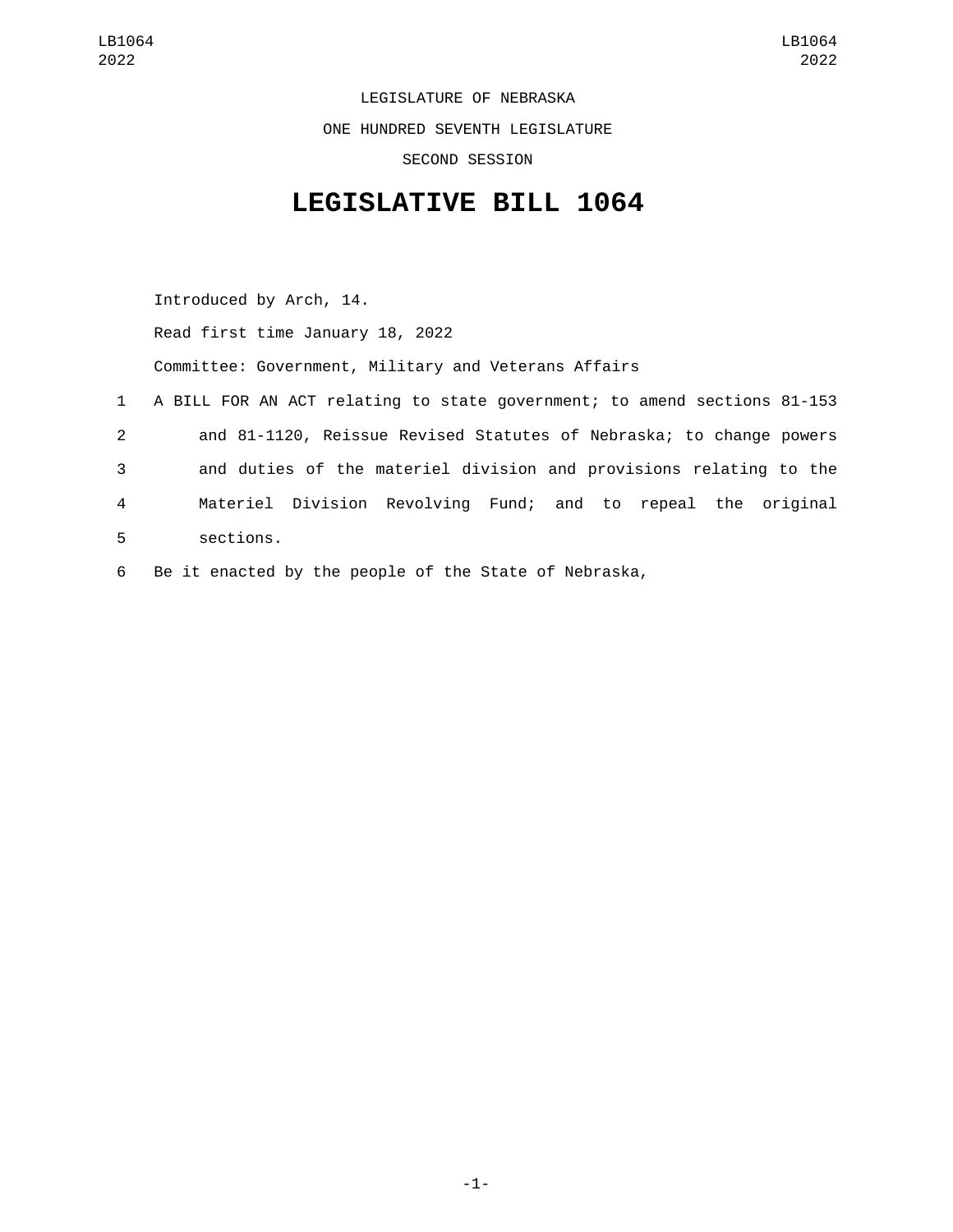LEGISLATURE OF NEBRASKA

ONE HUNDRED SEVENTH LEGISLATURE

SECOND SESSION

# LEGISLATIVE BILL 1064

Introduced by Arch, 14.

Read first time January 18, 2022

Committee: Government, Military and Veterans Affairs

1 A BILL FOR AN ACT relating to state government; to amend sections 81-153
2 and 81-1120, Reissue Revised Statutes of Nebraska; to change powers
3 and duties of the materiel division and provisions relating to the
4 Materiel Division Revolving Fund; and to repeal the original
5 sections.

6 Be it enacted by the people of the State of Nebraska,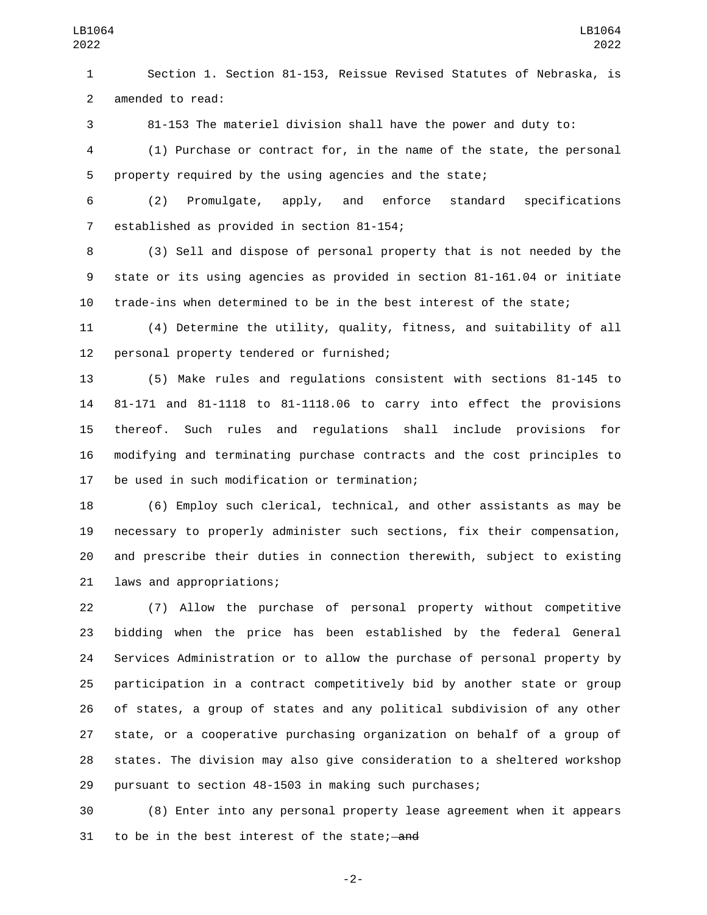Section 1. Section 81-153, Reissue Revised Statutes of Nebraska, is amended to read:

81-153 The materiel division shall have the power and duty to:

(1) Purchase or contract for, in the name of the state, the personal property required by the using agencies and the state;

(2) Promulgate, apply, and enforce standard specifications established as provided in section 81-154;

(3) Sell and dispose of personal property that is not needed by the state or its using agencies as provided in section 81-161.04 or initiate trade-ins when determined to be in the best interest of the state;

(4) Determine the utility, quality, fitness, and suitability of all personal property tendered or furnished;

(5) Make rules and regulations consistent with sections 81-145 to 81-171 and 81-1118 to 81-1118.06 to carry into effect the provisions thereof. Such rules and regulations shall include provisions for modifying and terminating purchase contracts and the cost principles to be used in such modification or termination;

(6) Employ such clerical, technical, and other assistants as may be necessary to properly administer such sections, fix their compensation, and prescribe their duties in connection therewith, subject to existing laws and appropriations;

(7) Allow the purchase of personal property without competitive bidding when the price has been established by the federal General Services Administration or to allow the purchase of personal property by participation in a contract competitively bid by another state or group of states, a group of states and any political subdivision of any other state, or a cooperative purchasing organization on behalf of a group of states. The division may also give consideration to a sheltered workshop pursuant to section 48-1503 in making such purchases;

(8) Enter into any personal property lease agreement when it appears to be in the best interest of the state; ~~and~~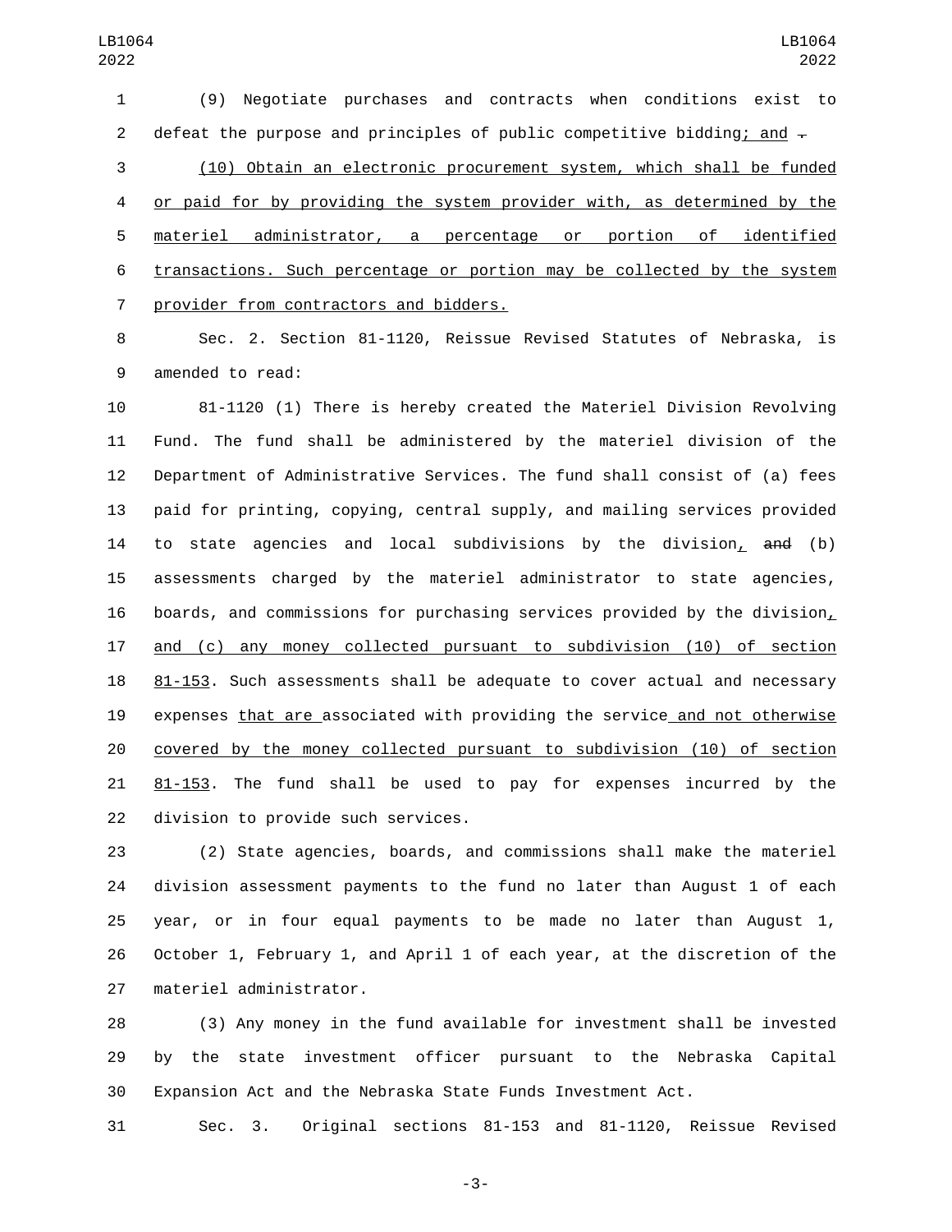(9) Negotiate purchases and contracts when conditions exist to defeat the purpose and principles of public competitive bidding; and .

(10) Obtain an electronic procurement system, which shall be funded or paid for by providing the system provider with, as determined by the materiel administrator, a percentage or portion of identified transactions. Such percentage or portion may be collected by the system provider from contractors and bidders.

Sec. 2. Section 81-1120, Reissue Revised Statutes of Nebraska, is amended to read:

81-1120 (1) There is hereby created the Materiel Division Revolving Fund. The fund shall be administered by the materiel division of the Department of Administrative Services. The fund shall consist of (a) fees paid for printing, copying, central supply, and mailing services provided to state agencies and local subdivisions by the division, and (b) assessments charged by the materiel administrator to state agencies, boards, and commissions for purchasing services provided by the division, and (c) any money collected pursuant to subdivision (10) of section 81-153. Such assessments shall be adequate to cover actual and necessary expenses that are associated with providing the service and not otherwise covered by the money collected pursuant to subdivision (10) of section 81-153. The fund shall be used to pay for expenses incurred by the division to provide such services.

(2) State agencies, boards, and commissions shall make the materiel division assessment payments to the fund no later than August 1 of each year, or in four equal payments to be made no later than August 1, October 1, February 1, and April 1 of each year, at the discretion of the materiel administrator.

(3) Any money in the fund available for investment shall be invested by the state investment officer pursuant to the Nebraska Capital Expansion Act and the Nebraska State Funds Investment Act.

Sec. 3. Original sections 81-153 and 81-1120, Reissue Revised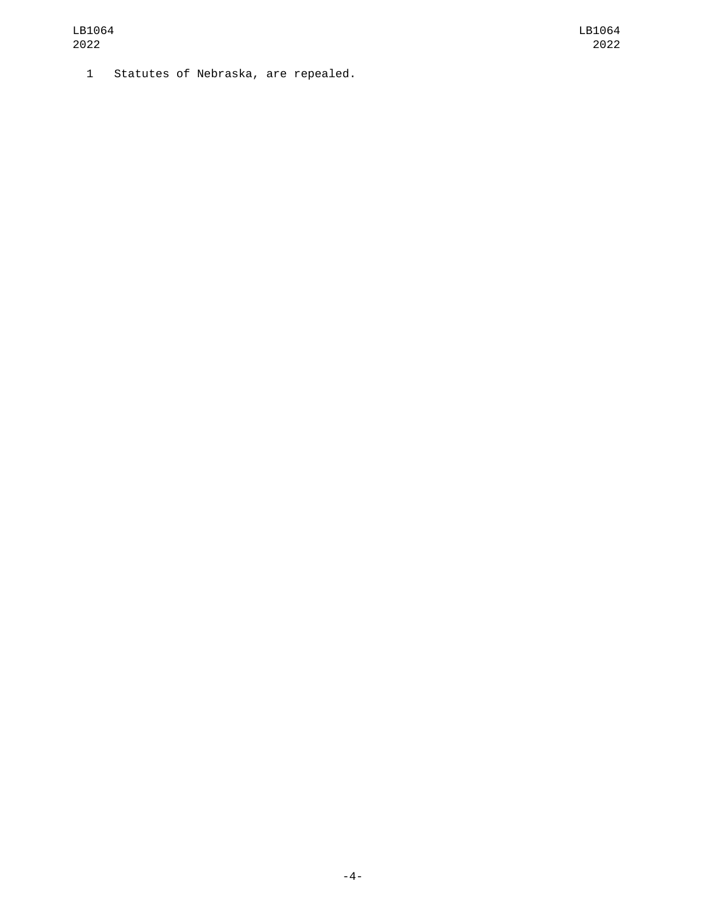Statutes of Nebraska, are repealed.